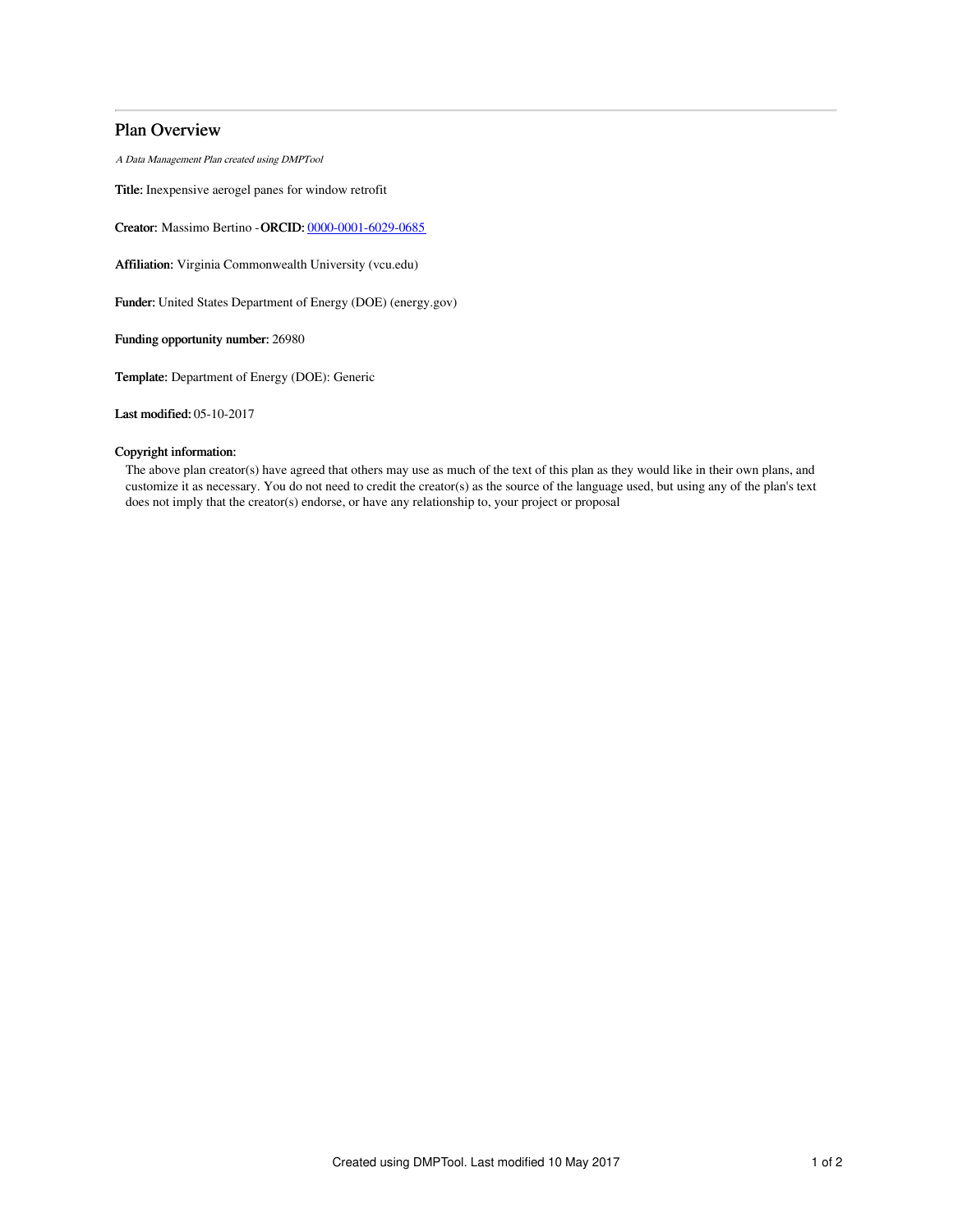## Plan Overview

*A Data Management Plan created using DMPTool*

**Title:** Inexpensive aerogel panes for window retrofit

**Creator:** Massimo Bertino - **ORCID:** [0000-0001-6029-0685](https://orcid.org/0000-0001-6029-0685)

**Affiliation:** Virginia Commonwealth University (vcu.edu)

**Funder:** United States Department of Energy (DOE) (energy.gov)

**Funding opportunity number:** 26980

**Template:** Department of Energy (DOE): Generic

**Last modified:** 05-10-2017

**Copyright information:**

The above plan creator(s) have agreed that others may use as much of the text of this plan as they would like in their own plans, and customize it as necessary. You do not need to credit the creator(s) as the source of the language used, but using any of the plan's text does not imply that the creator(s) endorse, or have any relationship to, your project or proposal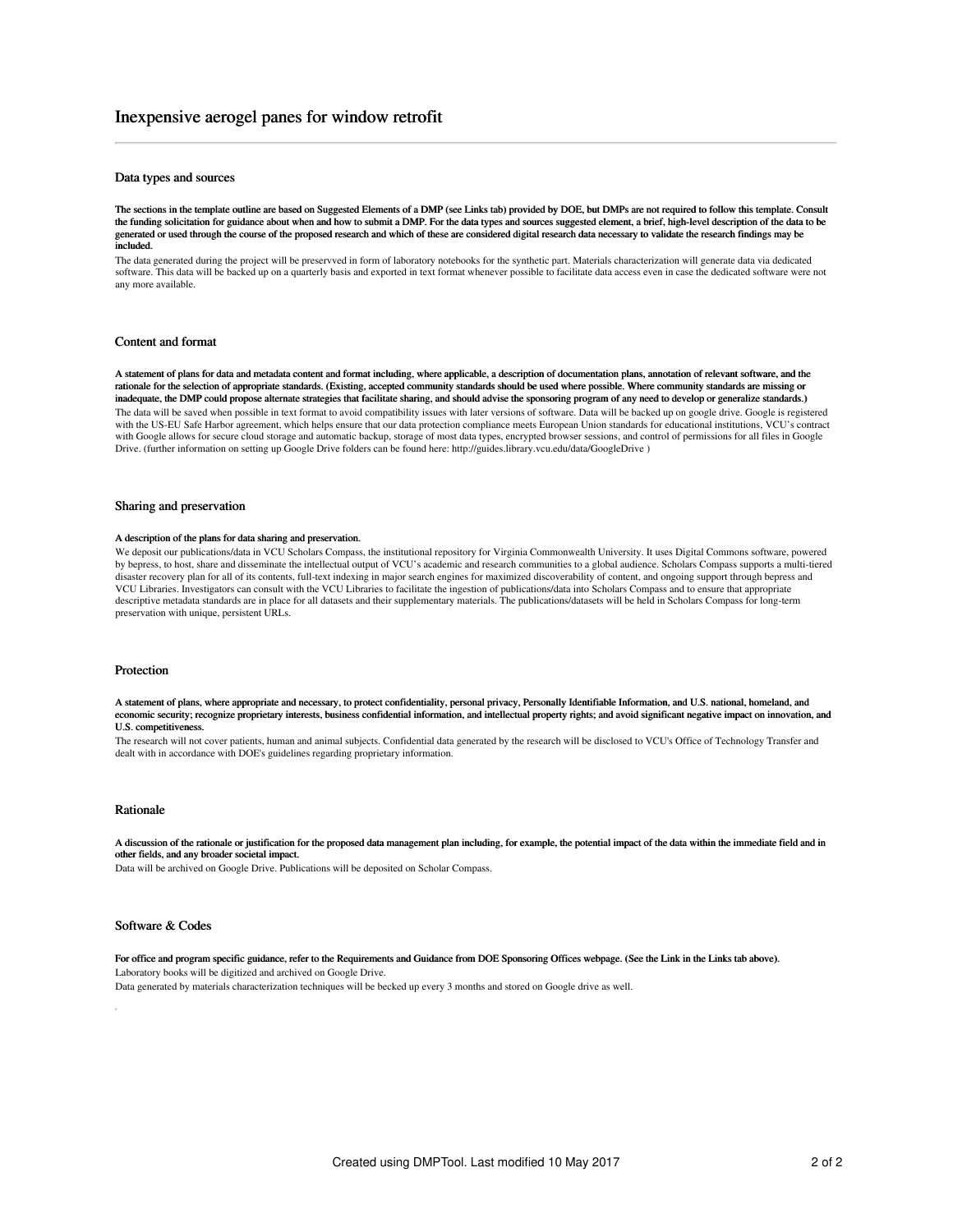# Inexpensive aerogel panes for window retrofit

## Data types and sources

**The sections in the template outline are based on Suggested Elements of a DMP (see Links tab) provided by DOE, but DMPs are not required to follow this template. Consult the funding solicitation for guidance about when and how to submit a DMP. For the data types and sources suggested element, a brief, high-level description of the data to be generated or used through the course of the proposed research and which of these are considered digital research data necessary to validate the research findings may be included.**

The data generated during the project will be preservved in form of laboratory notebooks for the synthetic part. Materials characterization will generate data via dedicated software. This data will be backed up on a quarterly basis and exported in text format whenever possible to facilitate data access even in case the dedicated software were not any more available.

## Content and format

**A statement of plans for data and metadata content and format including, where applicable, a description of documentation plans, annotation of relevant software, and the rationale for the selection of appropriate standards. (Existing, accepted community standards should be used where possible. Where community standards are missing or inadequate, the DMP could propose alternate strategies that facilitate sharing, and should advise the sponsoring program of any need to develop or generalize standards.)**

The data will be saved when possible in text format to avoid compatibility issues with later versions of software. Data will be backed up on google drive. Google is registered with the US-EU Safe Harbor agreement, which helps ensure that our data protection compliance meets European Union standards for educational institutions, VCU's contract with Google allows for secure cloud storage and automatic backup, storage of most data types, encrypted browser sessions, and control of permissions for all files in Google Drive. (further information on setting up Google Drive folders can be found here: http://guides.library.vcu.edu/data/GoogleDrive )

## Sharing and preservation

**A description of the plans for data sharing and preservation.**

We deposit our publications/data in VCU Scholars Compass, the institutional repository for Virginia Commonwealth University. It uses Digital Commons software, powered by bepress, to host, share and disseminate the intellectual output of VCU's academic and research communities to a global audience. Scholars Compass supports a multi-tiered disaster recovery plan for all of its contents, full-text indexing in major search engines for maximized discoverability of content, and ongoing support through bepress and VCU Libraries. Investigators can consult with the VCU Libraries to facilitate the ingestion of publications/data into Scholars Compass and to ensure that appropriate descriptive metadata standards are in place for all datasets and their supplementary materials. The publications/datasets will be held in Scholars Compass for long-term preservation with unique, persistent URLs.

## Protection

**A statement of plans, where appropriate and necessary, to protect confidentiality, personal privacy, Personally Identifiable Information, and U.S. national, homeland, and economic security; recognize proprietary interests, business confidential information, and intellectual property rights; and avoid significant negative impact on innovation, and U.S. competitiveness.**

The research will not cover patients, human and animal subjects. Confidential data generated by the research will be disclosed to VCU's Office of Technology Transfer and dealt with in accordance with DOE's guidelines regarding proprietary information.

## Rationale

**A discussion of the rationale or justification for the proposed data management plan including, for example, the potential impact of the data within the immediate field and in other fields, and any broader societal impact.**

Data will be archived on Google Drive. Publications will be deposited on Scholar Compass.

## Software & Codes

**For office and program specific guidance, refer to the Requirements and Guidance from DOE Sponsoring Offices webpage. (See the Link in the Links tab above).**

Laboratory books will be digitized and archived on Google Drive.

Data generated by materials characterization techniques will be becked up every 3 months and stored on Google drive as well.

.